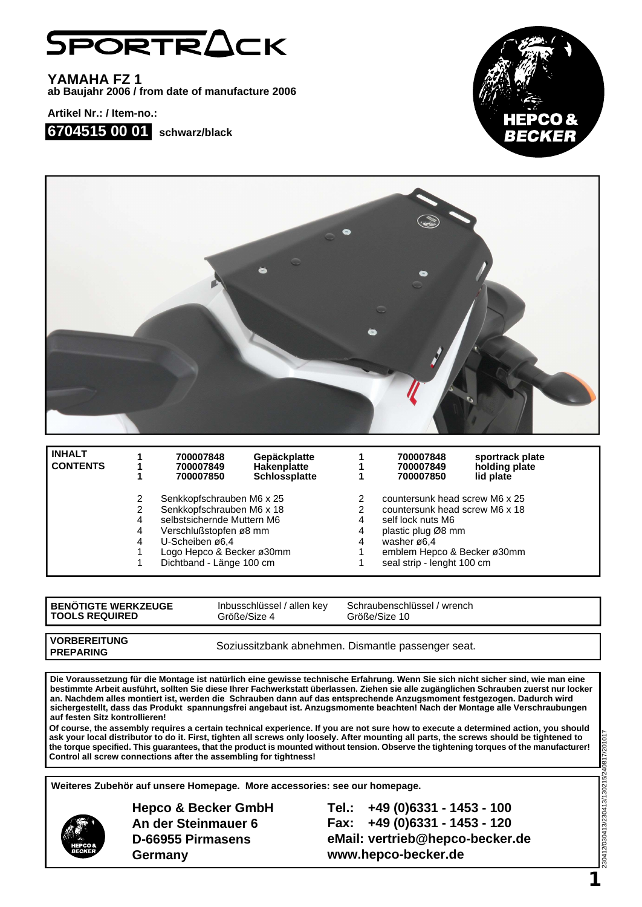# SPORTRACK

**YAMAHA FZ 1**
**ab Baujahr 2006 / from date of manufacture 2006**

**Artikel Nr.: / Item-no.:**

**6704515 00 01** **schwarz/black**

HEPCO & BECKER

| INHALT CONTENTS | | | | | | |
|---|---|---|---|---|---|---|
| **1** | **700007848** | **Gepäckplatte** | **1** | **700007848** | **sportrack plate** |
| **1** | **700007849** | **Hakenplatte** | **1** | **700007849** | **holding plate** |
| **1** | **700007850** | **Schlossplatte** | **1** | **700007850** | **lid plate** |
| 2 | Senkkopfschrauben M6 x 25 | | 2 | countersunk head screw M6 x 25 | |
| 2 | Senkkopfschrauben M6 x 18 | | 2 | countersunk head screw M6 x 18 | |
| 4 | selbstsichernde Muttern M6 | | 4 | self lock nuts M6 | |
| 4 | Verschlußstopfen ø8 mm | | 4 | plastic plug Ø8 mm | |
| 4 | U-Scheiben ø6,4 | | 4 | washer ø6,4 | |
| 1 | Logo Hepco & Becker ø30mm | | 1 | emblem Hepco & Becker ø30mm | |
| 1 | Dichtband - Länge 100 cm | | 1 | seal strip - lenght 100 cm | |

| **BENÖTIGTE WERKZEUGE TOOLS REQUIRED** | Inbusschlüssel / allen key Größe/Size 4 | Schraubenschlüssel / wrench Größe/Size 10 |
|---|---|---|

| **VORBEREITUNG PREPARING** | Soziussitzbank abnehmen. Dismantle passenger seat. |
|---|---|

**Die Voraussetzung für die Montage ist natürlich eine gewisse technische Erfahrung. Wenn Sie sich nicht sicher sind, wie man eine bestimmte Arbeit ausführt, sollten Sie diese Ihrer Fachwerkstatt überlassen. Ziehen sie alle zugänglichen Schrauben zuerst nur locker an. Nachdem alles montiert ist, werden die Schrauben dann auf das entsprechende Anzugsmoment festgezogen. Dadurch wird sichergestellt, dass das Produkt spannungsfrei angebaut ist. Anzugsmomente beachten! Nach der Montage alle Verschraubungen auf festen Sitz kontrollieren!**

**Of course, the assembly requires a certain technical experience. If you are not sure how to execute a determined action, you should ask your local distributor to do it. First, tighten all screws only loosely. After mounting all parts, the screws should be tightened to the torque specified. This guarantees, that the product is mounted without tension. Observe the tightening torques of the manufacturer! Control all screw connections after the assembling for tightness!**

**Weiteres Zubehör auf unsere Homepage. More accessories: see our homepage.**

**Hepco & Becker GmbH**
**An der Steinmauer 6**
**D-66955 Pirmasens**
**Germany**

**Tel.: +49 (0)6331 - 1453 - 100**
**Fax: +49 (0)6331 - 1453 - 120**
**eMail: vertrieb@hepco-becker.de**
**www.hepco-becker.de**

230412/030413/230413/130215/240817/201017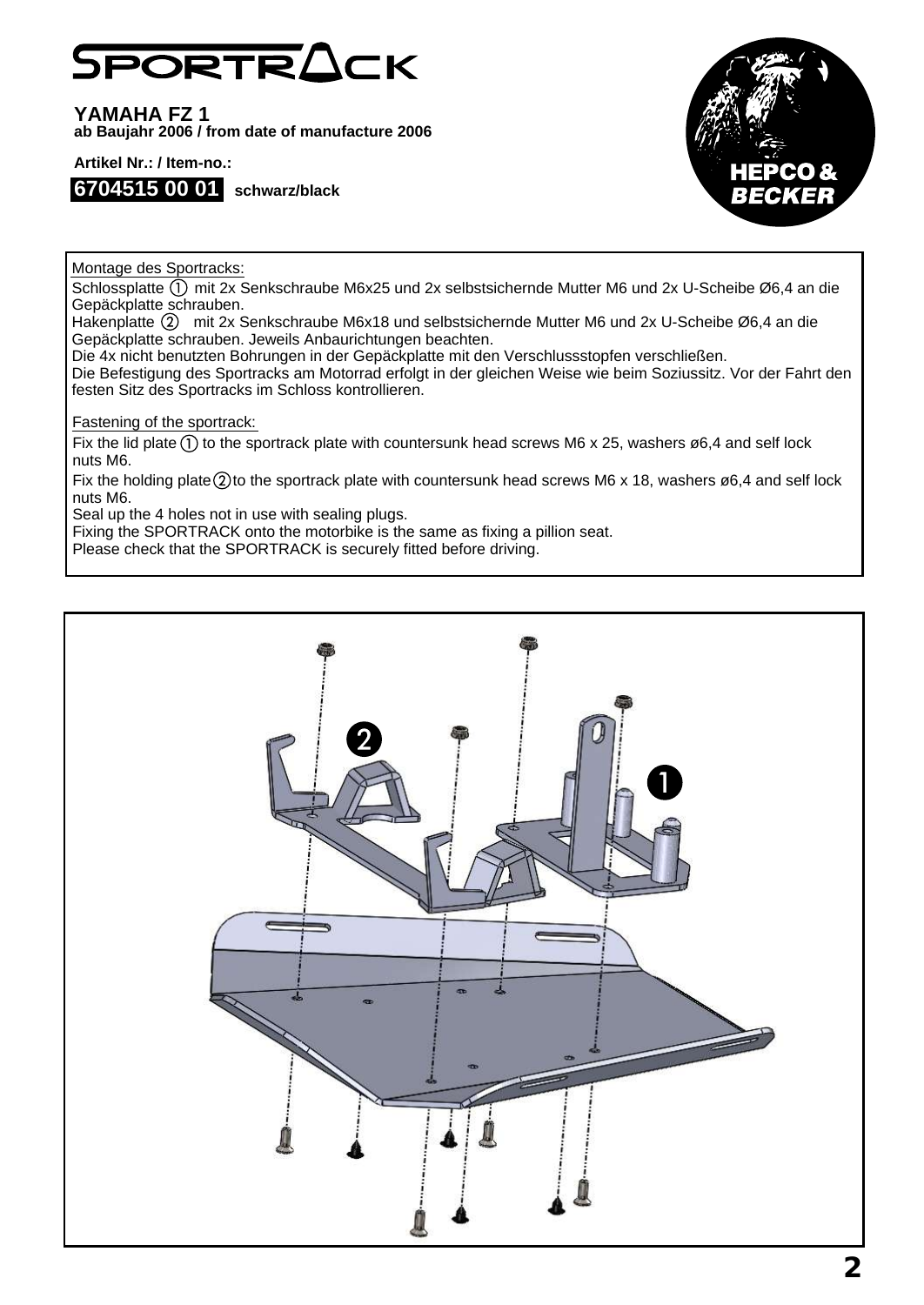# SPORTRACK

**YAMAHA FZ 1**
**ab Baujahr 2006 / from date of manufacture 2006**

**Artikel Nr.: / Item-no.:**

**6704515 00 01** **schwarz/black**

HEPCO & BECKER

Montage des Sportracks:

Schlossplatte ① mit 2x Senkschraube M6x25 und 2x selbstsichernde Mutter M6 und 2x U-Scheibe Ø6,4 an die Gepäckplatte schrauben.
Hakenplatte ② mit 2x Senkschraube M6x18 und selbstsichernde Mutter M6 und 2x U-Scheibe Ø6,4 an die Gepäckplatte schrauben. Jeweils Anbaurichtungen beachten.
Die 4x nicht benutzten Bohrungen in der Gepäckplatte mit den Verschlussstopfen verschließen.
Die Befestigung des Sportracks am Motorrad erfolgt in der gleichen Weise wie beim Soziussitz. Vor der Fahrt den festen Sitz des Sportracks im Schloss kontrollieren.

Fastening of the sportrack:

Fix the lid plate ① to the sportrack plate with countersunk head screws M6 x 25, washers ø6,4 and self lock nuts M6.
Fix the holding plate ② to the sportrack plate with countersunk head screws M6 x 18, washers ø6,4 and self lock nuts M6.
Seal up the 4 holes not in use with sealing plugs.
Fixing the SPORTRACK onto the motorbike is the same as fixing a pillion seat.
Please check that the SPORTRACK is securely fitted before driving.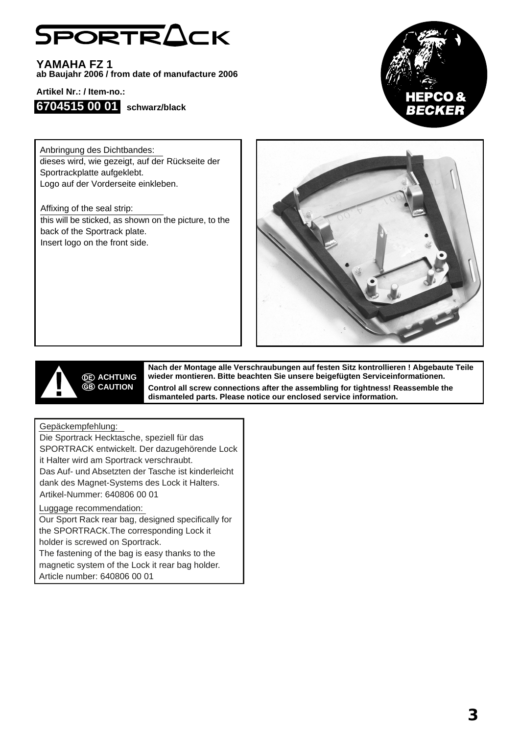# SPORTRACK

**YAMAHA FZ 1**
**ab Baujahr 2006 / from date of manufacture 2006**

**Artikel Nr.: / Item-no.:**

**6704515 00 01** **schwarz/black**

HEPCO & BECKER

Anbringung des Dichtbandes:
dieses wird, wie gezeigt, auf der Rückseite der Sportrackplatte aufgeklebt.
Logo auf der Vorderseite einkleben.

Affixing of the seal strip:
this will be sticked, as shown on the picture, to the back of the Sportrack plate.
Insert logo on the front side.

**! DE ACHTUNG / GB CAUTION**

**Nach der Montage alle Verschraubungen auf festen Sitz kontrollieren ! Abgebaute Teile wieder montieren. Bitte beachten Sie unsere beigefügten Serviceinformationen.**

**Control all screw connections after the assembling for tightness! Reassemble the dismanteled parts. Please notice our enclosed service information.**

Gepäckempfehlung:
Die Sportrack Hecktasche, speziell für das SPORTRACK entwickelt. Der dazugehörende Lock it Halter wird am Sportrack verschraubt.
Das Auf- und Absetzten der Tasche ist kinderleicht dank des Magnet-Systems des Lock it Halters.
Artikel-Nummer: 640806 00 01

Luggage recommendation:
Our Sport Rack rear bag, designed specifically for the SPORTRACK.The corresponding Lock it holder is screwed on Sportrack.
The fastening of the bag is easy thanks to the magnetic system of the Lock it rear bag holder.
Article number: 640806 00 01